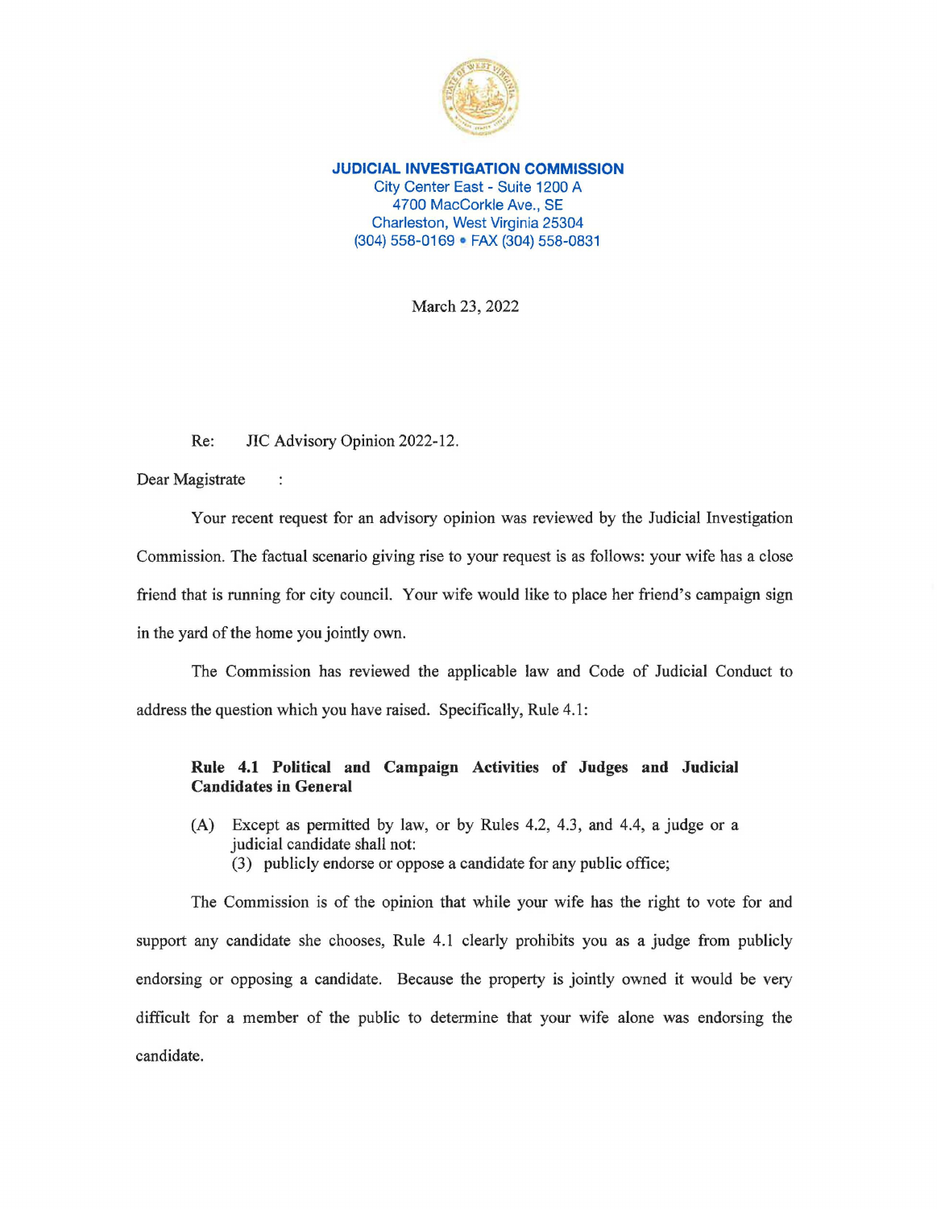**JUDICIAL INVESTIGATION COMMISSION**
City Center East - Suite 1200 A
4700 MacCorkle Ave., SE
Charleston, West Virginia 25304
(304) 558-0169 • FAX (304) 558-0831

March 23, 2022

Re: JIC Advisory Opinion 2022-12.

Dear Magistrate :

Your recent request for an advisory opinion was reviewed by the Judicial Investigation Commission. The factual scenario giving rise to your request is as follows: your wife has a close friend that is running for city council. Your wife would like to place her friend's campaign sign in the yard of the home you jointly own.

The Commission has reviewed the applicable law and Code of Judicial Conduct to address the question which you have raised. Specifically, Rule 4.1:

> **Rule 4.1 Political and Campaign Activities of Judges and Judicial Candidates in General**
>
> (A) Except as permitted by law, or by Rules 4.2, 4.3, and 4.4, a judge or a judicial candidate shall not:
> (3) publicly endorse or oppose a candidate for any public office;

The Commission is of the opinion that while your wife has the right to vote for and support any candidate she chooses, Rule 4.1 clearly prohibits you as a judge from publicly endorsing or opposing a candidate. Because the property is jointly owned it would be very difficult for a member of the public to determine that your wife alone was endorsing the candidate.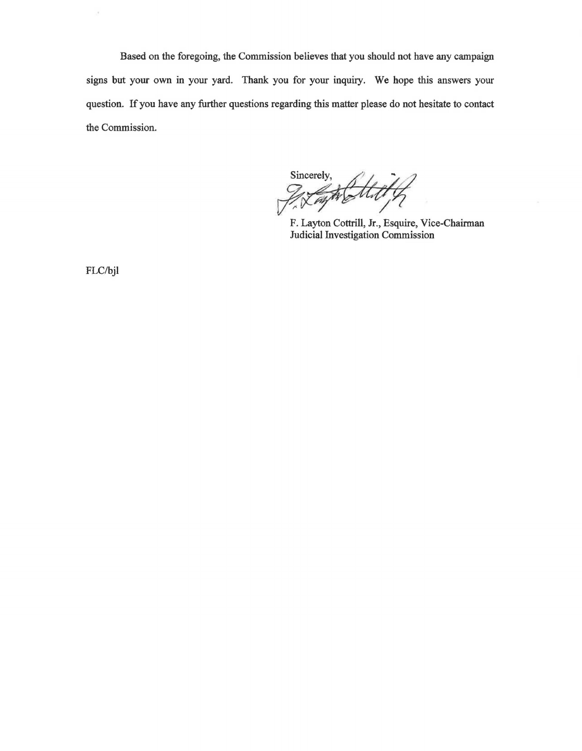Based on the foregoing, the Commission believes that you should not have any campaign signs but your own in your yard. Thank you for your inquiry. We hope this answers your question. If you have any further questions regarding this matter please do not hesitate to contact the Commission.

Sincerely,

F. Layton Cottrill, Jr., Esquire, Vice-Chairman
Judicial Investigation Commission

FLC/bjl